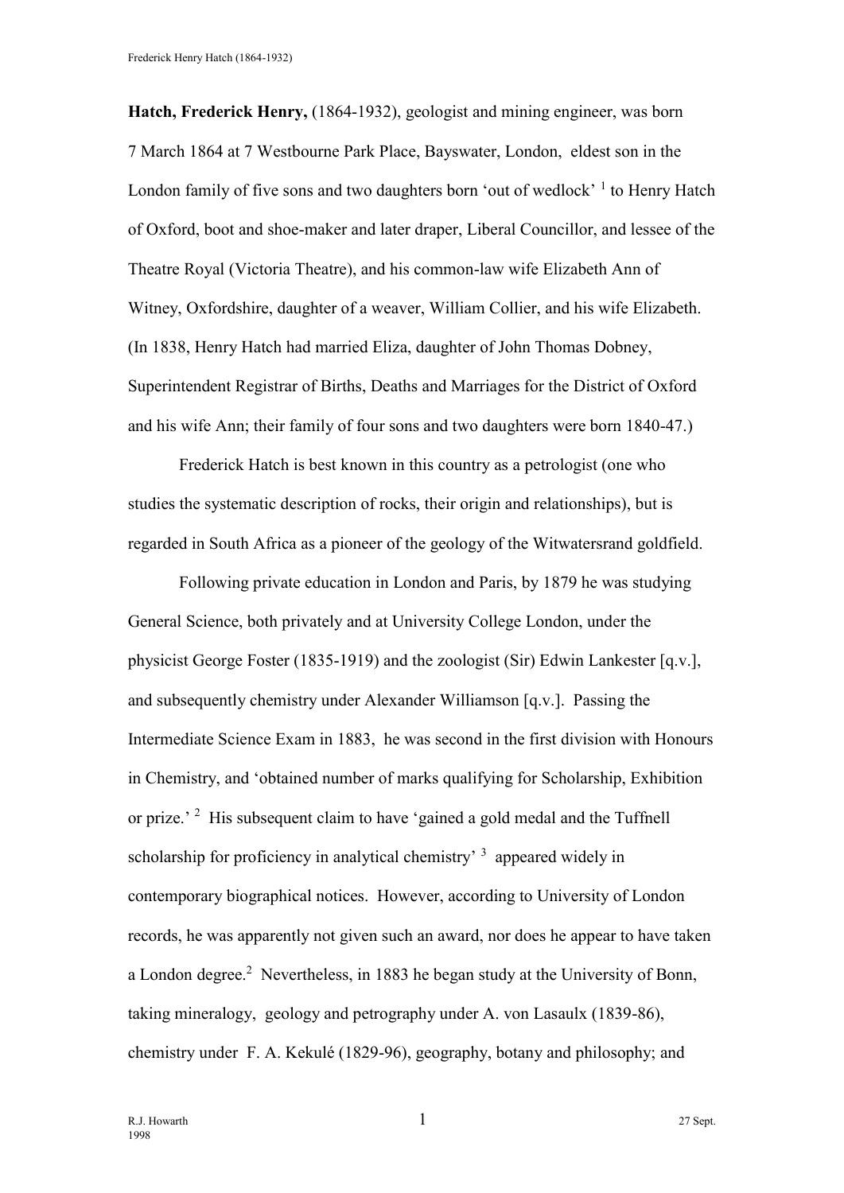**Hatch, Frederick Henry,** (1864-1932), geologist and mining engineer, was born 7 March 1864 at 7 Westbourne Park Place, Bayswater, London, eldest son in the London family of five sons and two daughters born 'out of wedlock' [1] to Henry Hatch of Oxford, boot and shoe-maker and later draper, Liberal Councillor, and lessee of the Theatre Royal (Victoria Theatre), and his common-law wife Elizabeth Ann of Witney, Oxfordshire, daughter of a weaver, William Collier, and his wife Elizabeth. (In 1838, Henry Hatch had married Eliza, daughter of John Thomas Dobney, Superintendent Registrar of Births, Deaths and Marriages for the District of Oxford and his wife Ann; their family of four sons and two daughters were born 1840-47.)

Frederick Hatch is best known in this country as a petrologist (one who studies the systematic description of rocks, their origin and relationships), but is regarded in South Africa as a pioneer of the geology of the Witwatersrand goldfield.

Following private education in London and Paris, by 1879 he was studying General Science, both privately and at University College London, under the physicist George Foster (1835-1919) and the zoologist (Sir) Edwin Lankester [q.v.], and subsequently chemistry under Alexander Williamson [q.v.]. Passing the Intermediate Science Exam in 1883, he was second in the first division with Honours in Chemistry, and 'obtained number of marks qualifying for Scholarship, Exhibition or prize.' [2] His subsequent claim to have 'gained a gold medal and the Tuffnell scholarship for proficiency in analytical chemistry' [3] appeared widely in contemporary biographical notices. However, according to University of London records, he was apparently not given such an award, nor does he appear to have taken a London degree.[2] Nevertheless, in 1883 he began study at the University of Bonn, taking mineralogy, geology and petrography under A. von Lasaulx (1839-86), chemistry under F. A. Kekulé (1829-96), geography, botany and philosophy; and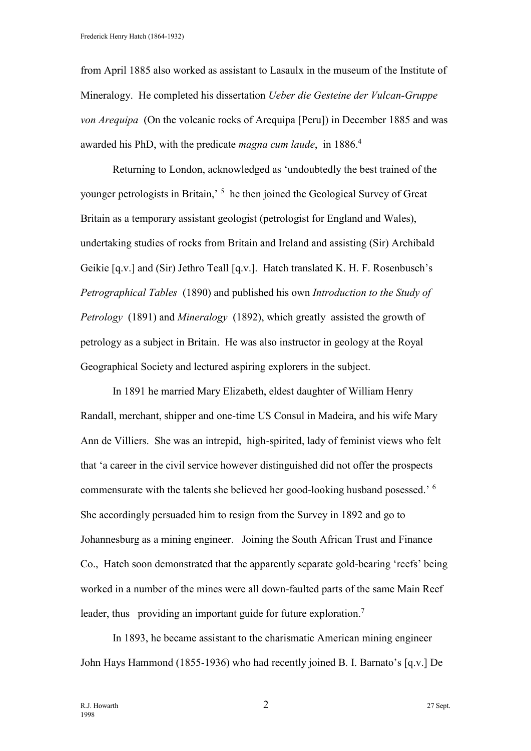from April 1885 also worked as assistant to Lasaulx in the museum of the Institute of Mineralogy. He completed his dissertation *Ueber die Gesteine der Vulcan-Gruppe von Arequipa* (On the volcanic rocks of Arequipa [Peru]) in December 1885 and was awarded his PhD, with the predicate *magna cum laude*, in 1886.[4]

Returning to London, acknowledged as 'undoubtedly the best trained of the younger petrologists in Britain,' [5] he then joined the Geological Survey of Great Britain as a temporary assistant geologist (petrologist for England and Wales), undertaking studies of rocks from Britain and Ireland and assisting (Sir) Archibald Geikie [q.v.] and (Sir) Jethro Teall [q.v.]. Hatch translated K. H. F. Rosenbusch's *Petrographical Tables* (1890) and published his own *Introduction to the Study of Petrology* (1891) and *Mineralogy* (1892), which greatly assisted the growth of petrology as a subject in Britain. He was also instructor in geology at the Royal Geographical Society and lectured aspiring explorers in the subject.

In 1891 he married Mary Elizabeth, eldest daughter of William Henry Randall, merchant, shipper and one-time US Consul in Madeira, and his wife Mary Ann de Villiers. She was an intrepid, high-spirited, lady of feminist views who felt that 'a career in the civil service however distinguished did not offer the prospects commensurate with the talents she believed her good-looking husband posessed.' [6] She accordingly persuaded him to resign from the Survey in 1892 and go to Johannesburg as a mining engineer. Joining the South African Trust and Finance Co., Hatch soon demonstrated that the apparently separate gold-bearing 'reefs' being worked in a number of the mines were all down-faulted parts of the same Main Reef leader, thus providing an important guide for future exploration.[7]

In 1893, he became assistant to the charismatic American mining engineer John Hays Hammond (1855-1936) who had recently joined B. I. Barnato's [q.v.] De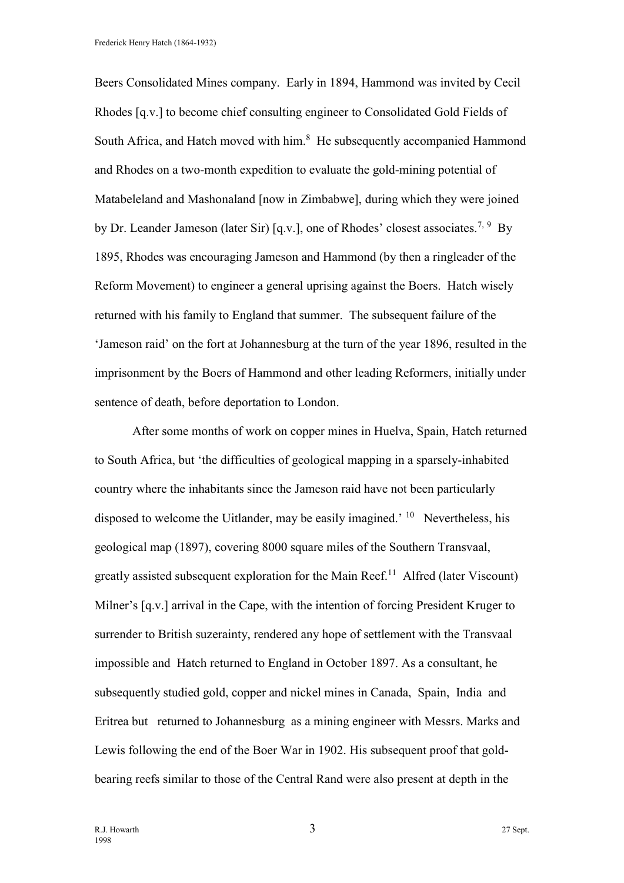Beers Consolidated Mines company. Early in 1894, Hammond was invited by Cecil Rhodes [q.v.] to become chief consulting engineer to Consolidated Gold Fields of South Africa, and Hatch moved with him.[8] He subsequently accompanied Hammond and Rhodes on a two-month expedition to evaluate the gold-mining potential of Matabeleland and Mashonaland [now in Zimbabwe], during which they were joined by Dr. Leander Jameson (later Sir) [q.v.], one of Rhodes' closest associates.[7, 9] By 1895, Rhodes was encouraging Jameson and Hammond (by then a ringleader of the Reform Movement) to engineer a general uprising against the Boers. Hatch wisely returned with his family to England that summer. The subsequent failure of the 'Jameson raid' on the fort at Johannesburg at the turn of the year 1896, resulted in the imprisonment by the Boers of Hammond and other leading Reformers, initially under sentence of death, before deportation to London.

After some months of work on copper mines in Huelva, Spain, Hatch returned to South Africa, but 'the difficulties of geological mapping in a sparsely-inhabited country where the inhabitants since the Jameson raid have not been particularly disposed to welcome the Uitlander, may be easily imagined.'[10] Nevertheless, his geological map (1897), covering 8000 square miles of the Southern Transvaal, greatly assisted subsequent exploration for the Main Reef.[11] Alfred (later Viscount) Milner's [q.v.] arrival in the Cape, with the intention of forcing President Kruger to surrender to British suzerainty, rendered any hope of settlement with the Transvaal impossible and Hatch returned to England in October 1897. As a consultant, he subsequently studied gold, copper and nickel mines in Canada, Spain, India and Eritrea but returned to Johannesburg as a mining engineer with Messrs. Marks and Lewis following the end of the Boer War in 1902. His subsequent proof that gold-bearing reefs similar to those of the Central Rand were also present at depth in the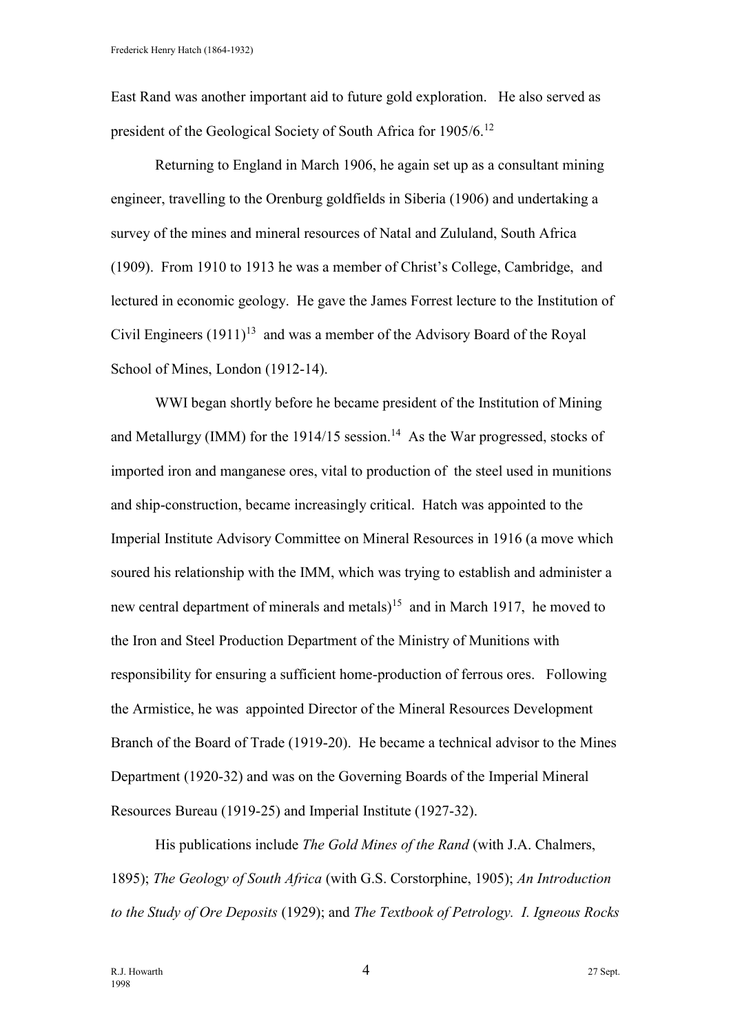East Rand was another important aid to future gold exploration. He also served as president of the Geological Society of South Africa for 1905/6.[12]

Returning to England in March 1906, he again set up as a consultant mining engineer, travelling to the Orenburg goldfields in Siberia (1906) and undertaking a survey of the mines and mineral resources of Natal and Zululand, South Africa (1909). From 1910 to 1913 he was a member of Christ's College, Cambridge, and lectured in economic geology. He gave the James Forrest lecture to the Institution of Civil Engineers (1911)[13] and was a member of the Advisory Board of the Royal School of Mines, London (1912-14).

WWI began shortly before he became president of the Institution of Mining and Metallurgy (IMM) for the 1914/15 session.[14] As the War progressed, stocks of imported iron and manganese ores, vital to production of the steel used in munitions and ship-construction, became increasingly critical. Hatch was appointed to the Imperial Institute Advisory Committee on Mineral Resources in 1916 (a move which soured his relationship with the IMM, which was trying to establish and administer a new central department of minerals and metals)[15] and in March 1917, he moved to the Iron and Steel Production Department of the Ministry of Munitions with responsibility for ensuring a sufficient home-production of ferrous ores. Following the Armistice, he was appointed Director of the Mineral Resources Development Branch of the Board of Trade (1919-20). He became a technical advisor to the Mines Department (1920-32) and was on the Governing Boards of the Imperial Mineral Resources Bureau (1919-25) and Imperial Institute (1927-32).

His publications include *The Gold Mines of the Rand* (with J.A. Chalmers, 1895); *The Geology of South Africa* (with G.S. Corstorphine, 1905); *An Introduction to the Study of Ore Deposits* (1929); and *The Textbook of Petrology. I. Igneous Rocks*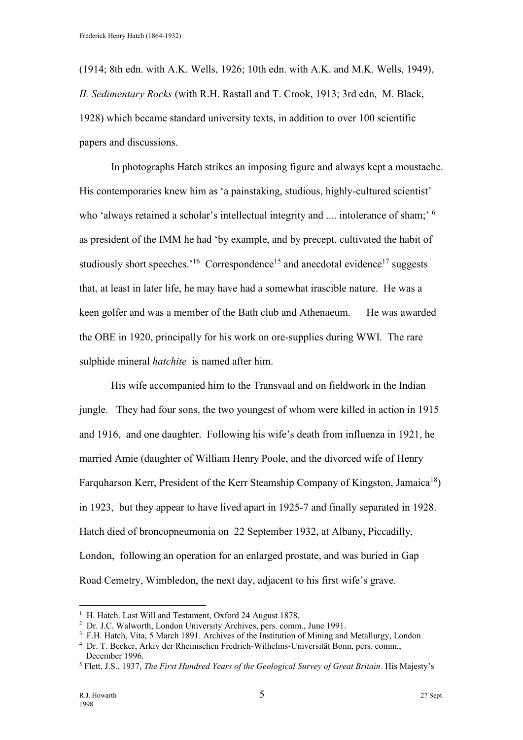(1914; 8th edn. with A.K. Wells, 1926; 10th edn. with A.K. and M.K. Wells, 1949), *II. Sedimentary Rocks* (with R.H. Rastall and T. Crook, 1913; 3rd edn, M. Black, 1928) which became standard university texts, in addition to over 100 scientific papers and discussions.

In photographs Hatch strikes an imposing figure and always kept a moustache. His contemporaries knew him as 'a painstaking, studious, highly-cultured scientist' who 'always retained a scholar's intellectual integrity and .... intolerance of sham;' [6] as president of the IMM he had 'by example, and by precept, cultivated the habit of studiously short speeches.'[16] Correspondence[15] and anecdotal evidence[17] suggests that, at least in later life, he may have had a somewhat irascible nature. He was a keen golfer and was a member of the Bath club and Athenaeum. He was awarded the OBE in 1920, principally for his work on ore-supplies during WWI. The rare sulphide mineral *hatchite* is named after him.

His wife accompanied him to the Transvaal and on fieldwork in the Indian jungle. They had four sons, the two youngest of whom were killed in action in 1915 and 1916, and one daughter. Following his wife's death from influenza in 1921, he married Amie (daughter of William Henry Poole, and the divorced wife of Henry Farquharson Kerr, President of the Kerr Steamship Company of Kingston, Jamaica[18]) in 1923, but they appear to have lived apart in 1925-7 and finally separated in 1928. Hatch died of broncopneumonia on 22 September 1932, at Albany, Piccadilly, London, following an operation for an enlarged prostate, and was buried in Gap Road Cemetry, Wimbledon, the next day, adjacent to his first wife's grave.

---

[1] H. Hatch. Last Will and Testament, Oxford 24 August 1878.

[2] Dr. J.C. Walworth, London University Archives, pers. comm., June 1991.

[3] F.H. Hatch, Vita, 5 March 1891. Archives of the Institution of Mining and Metallurgy, London

[4] Dr. T. Becker, Arkiv der Rheinischen Fredrich-Wilhelms-Universität Bonn, pers. comm., December 1996.

[5] Flett, J.S., 1937, *The First Hundred Years of the Geological Survey of Great Britain*. His Majesty's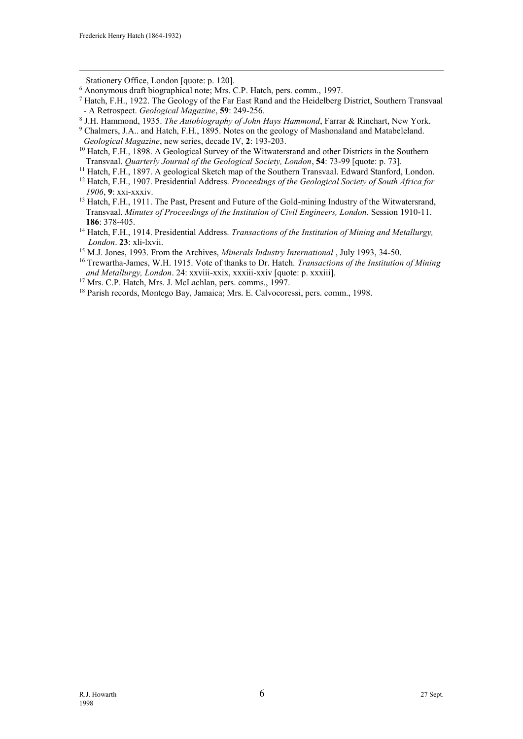Stationery Office, London [quote: p. 120].

[6] Anonymous draft biographical note; Mrs. C.P. Hatch, pers. comm., 1997.

[7] Hatch, F.H., 1922. The Geology of the Far East Rand and the Heidelberg District, Southern Transvaal - A Retrospect. *Geological Magazine*, **59**: 249-256.

[8] J.H. Hammond, 1935. *The Autobiography of John Hays Hammond*, Farrar & Rinehart, New York.

[9] Chalmers, J.A.. and Hatch, F.H., 1895. Notes on the geology of Mashonaland and Matabeleland. *Geological Magazine*, new series, decade IV, **2**: 193-203.

[10] Hatch, F.H., 1898. A Geological Survey of the Witwatersrand and other Districts in the Southern Transvaal. *Quarterly Journal of the Geological Society, London*, **54**: 73-99 [quote: p. 73].

[11] Hatch, F.H., 1897. A geological Sketch map of the Southern Transvaal. Edward Stanford, London.

[12] Hatch, F.H., 1907. Presidential Address. *Proceedings of the Geological Society of South Africa for 1906*, **9**: xxi-xxxiv.

[13] Hatch, F.H., 1911. The Past, Present and Future of the Gold-mining Industry of the Witwatersrand, Transvaal. *Minutes of Proceedings of the Institution of Civil Engineers, London*. Session 1910-11. **186**: 378-405.

[14] Hatch, F.H., 1914. Presidential Address. *Transactions of the Institution of Mining and Metallurgy, London*. **23**: xli-lxvii.

[15] M.J. Jones, 1993. From the Archives, *Minerals Industry International* , July 1993, 34-50.

[16] Trewartha-James, W.H. 1915. Vote of thanks to Dr. Hatch. *Transactions of the Institution of Mining and Metallurgy, London*. 24: xxviii-xxix, xxxiii-xxiv [quote: p. xxxiii].

[17] Mrs. C.P. Hatch, Mrs. J. McLachlan, pers. comms., 1997.

[18] Parish records, Montego Bay, Jamaica; Mrs. E. Calvocoressi, pers. comm., 1998.